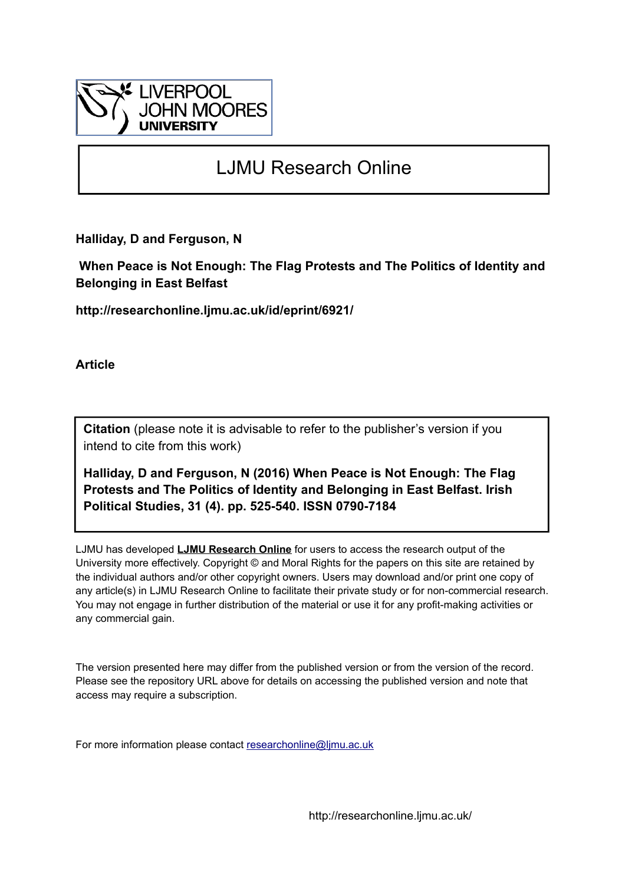LIVERPOOL JOHN MOORES UNIVERSITY

# LJMU Research Online

**Halliday, D and Ferguson, N**

**When Peace is Not Enough: The Flag Protests and The Politics of Identity and Belonging in East Belfast**

**http://researchonline.ljmu.ac.uk/id/eprint/6921/**

**Article**

**Citation** (please note it is advisable to refer to the publisher's version if you intend to cite from this work)

**Halliday, D and Ferguson, N (2016) When Peace is Not Enough: The Flag Protests and The Politics of Identity and Belonging in East Belfast. Irish Political Studies, 31 (4). pp. 525-540. ISSN 0790-7184**

LJMU has developed **LJMU Research Online** for users to access the research output of the University more effectively. Copyright © and Moral Rights for the papers on this site are retained by the individual authors and/or other copyright owners. Users may download and/or print one copy of any article(s) in LJMU Research Online to facilitate their private study or for non-commercial research. You may not engage in further distribution of the material or use it for any profit-making activities or any commercial gain.

The version presented here may differ from the published version or from the version of the record. Please see the repository URL above for details on accessing the published version and note that access may require a subscription.

For more information please contact researchonline@ljmu.ac.uk

http://researchonline.ljmu.ac.uk/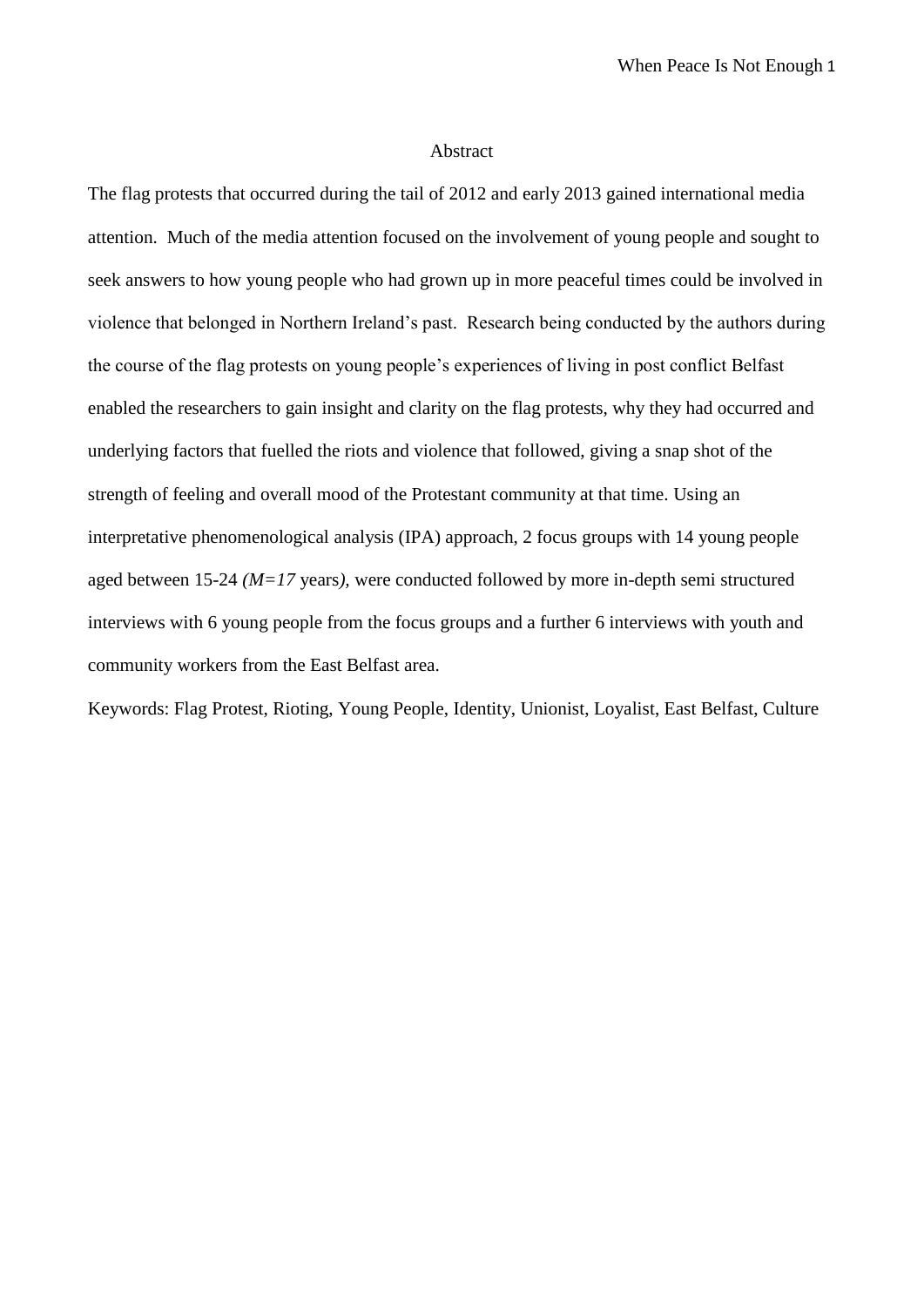# Abstract

The flag protests that occurred during the tail of 2012 and early 2013 gained international media attention. Much of the media attention focused on the involvement of young people and sought to seek answers to how young people who had grown up in more peaceful times could be involved in violence that belonged in Northern Ireland's past. Research being conducted by the authors during the course of the flag protests on young people's experiences of living in post conflict Belfast enabled the researchers to gain insight and clarity on the flag protests, why they had occurred and underlying factors that fuelled the riots and violence that followed, giving a snap shot of the strength of feeling and overall mood of the Protestant community at that time. Using an interpretative phenomenological analysis (IPA) approach, 2 focus groups with 14 young people aged between 15-24 *(M=17* years*)*, were conducted followed by more in-depth semi structured interviews with 6 young people from the focus groups and a further 6 interviews with youth and community workers from the East Belfast area.

Keywords: Flag Protest, Rioting, Young People, Identity, Unionist, Loyalist, East Belfast, Culture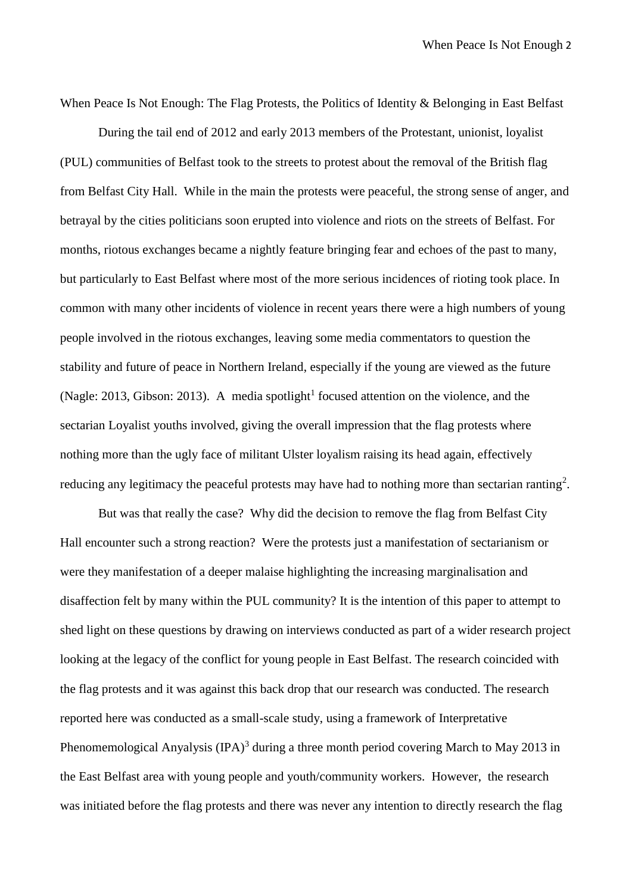When Peace Is Not Enough: The Flag Protests, the Politics of Identity & Belonging in East Belfast

During the tail end of 2012 and early 2013 members of the Protestant, unionist, loyalist (PUL) communities of Belfast took to the streets to protest about the removal of the British flag from Belfast City Hall. While in the main the protests were peaceful, the strong sense of anger, and betrayal by the cities politicians soon erupted into violence and riots on the streets of Belfast. For months, riotous exchanges became a nightly feature bringing fear and echoes of the past to many, but particularly to East Belfast where most of the more serious incidences of rioting took place. In common with many other incidents of violence in recent years there were a high numbers of young people involved in the riotous exchanges, leaving some media commentators to question the stability and future of peace in Northern Ireland, especially if the young are viewed as the future (Nagle: 2013, Gibson: 2013). A media spotlight[1] focused attention on the violence, and the sectarian Loyalist youths involved, giving the overall impression that the flag protests where nothing more than the ugly face of militant Ulster loyalism raising its head again, effectively reducing any legitimacy the peaceful protests may have had to nothing more than sectarian ranting[2].

But was that really the case? Why did the decision to remove the flag from Belfast City Hall encounter such a strong reaction? Were the protests just a manifestation of sectarianism or were they manifestation of a deeper malaise highlighting the increasing marginalisation and disaffection felt by many within the PUL community? It is the intention of this paper to attempt to shed light on these questions by drawing on interviews conducted as part of a wider research project looking at the legacy of the conflict for young people in East Belfast. The research coincided with the flag protests and it was against this back drop that our research was conducted. The research reported here was conducted as a small-scale study, using a framework of Interpretative Phenomemological Anyalysis (IPA)[3] during a three month period covering March to May 2013 in the East Belfast area with young people and youth/community workers. However, the research was initiated before the flag protests and there was never any intention to directly research the flag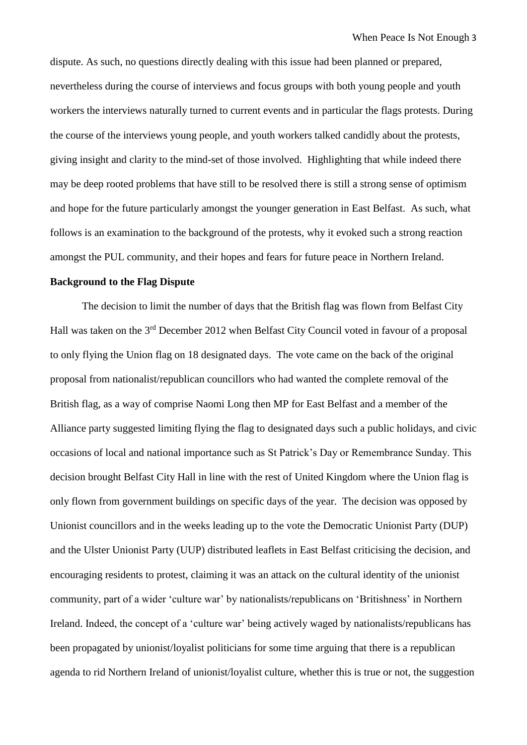dispute. As such, no questions directly dealing with this issue had been planned or prepared, nevertheless during the course of interviews and focus groups with both young people and youth workers the interviews naturally turned to current events and in particular the flags protests. During the course of the interviews young people, and youth workers talked candidly about the protests, giving insight and clarity to the mind-set of those involved. Highlighting that while indeed there may be deep rooted problems that have still to be resolved there is still a strong sense of optimism and hope for the future particularly amongst the younger generation in East Belfast. As such, what follows is an examination to the background of the protests, why it evoked such a strong reaction amongst the PUL community, and their hopes and fears for future peace in Northern Ireland.

**Background to the Flag Dispute**

The decision to limit the number of days that the British flag was flown from Belfast City Hall was taken on the 3rd December 2012 when Belfast City Council voted in favour of a proposal to only flying the Union flag on 18 designated days. The vote came on the back of the original proposal from nationalist/republican councillors who had wanted the complete removal of the British flag, as a way of comprise Naomi Long then MP for East Belfast and a member of the Alliance party suggested limiting flying the flag to designated days such a public holidays, and civic occasions of local and national importance such as St Patrick's Day or Remembrance Sunday. This decision brought Belfast City Hall in line with the rest of United Kingdom where the Union flag is only flown from government buildings on specific days of the year. The decision was opposed by Unionist councillors and in the weeks leading up to the vote the Democratic Unionist Party (DUP) and the Ulster Unionist Party (UUP) distributed leaflets in East Belfast criticising the decision, and encouraging residents to protest, claiming it was an attack on the cultural identity of the unionist community, part of a wider 'culture war' by nationalists/republicans on 'Britishness' in Northern Ireland. Indeed, the concept of a 'culture war' being actively waged by nationalists/republicans has been propagated by unionist/loyalist politicians for some time arguing that there is a republican agenda to rid Northern Ireland of unionist/loyalist culture, whether this is true or not, the suggestion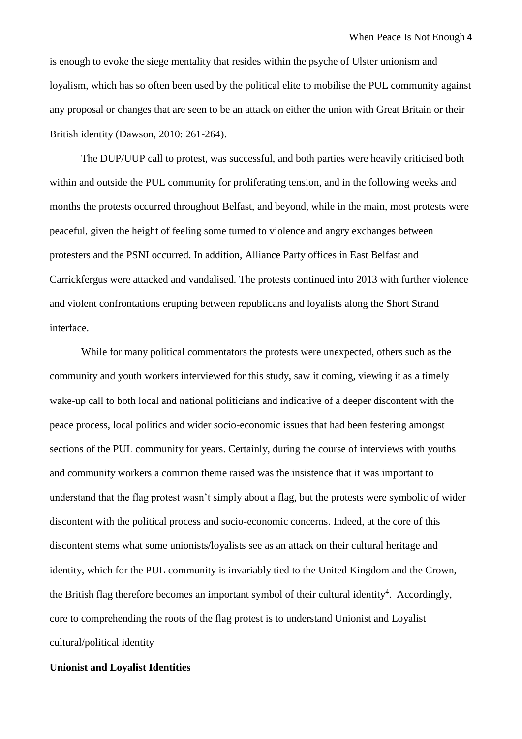is enough to evoke the siege mentality that resides within the psyche of Ulster unionism and loyalism, which has so often been used by the political elite to mobilise the PUL community against any proposal or changes that are seen to be an attack on either the union with Great Britain or their British identity (Dawson, 2010: 261-264).

The DUP/UUP call to protest, was successful, and both parties were heavily criticised both within and outside the PUL community for proliferating tension, and in the following weeks and months the protests occurred throughout Belfast, and beyond, while in the main, most protests were peaceful, given the height of feeling some turned to violence and angry exchanges between protesters and the PSNI occurred. In addition, Alliance Party offices in East Belfast and Carrickfergus were attacked and vandalised. The protests continued into 2013 with further violence and violent confrontations erupting between republicans and loyalists along the Short Strand interface.

While for many political commentators the protests were unexpected, others such as the community and youth workers interviewed for this study, saw it coming, viewing it as a timely wake-up call to both local and national politicians and indicative of a deeper discontent with the peace process, local politics and wider socio-economic issues that had been festering amongst sections of the PUL community for years. Certainly, during the course of interviews with youths and community workers a common theme raised was the insistence that it was important to understand that the flag protest wasn't simply about a flag, but the protests were symbolic of wider discontent with the political process and socio-economic concerns. Indeed, at the core of this discontent stems what some unionists/loyalists see as an attack on their cultural heritage and identity, which for the PUL community is invariably tied to the United Kingdom and the Crown, the British flag therefore becomes an important symbol of their cultural identity[4]. Accordingly, core to comprehending the roots of the flag protest is to understand Unionist and Loyalist cultural/political identity

**Unionist and Loyalist Identities**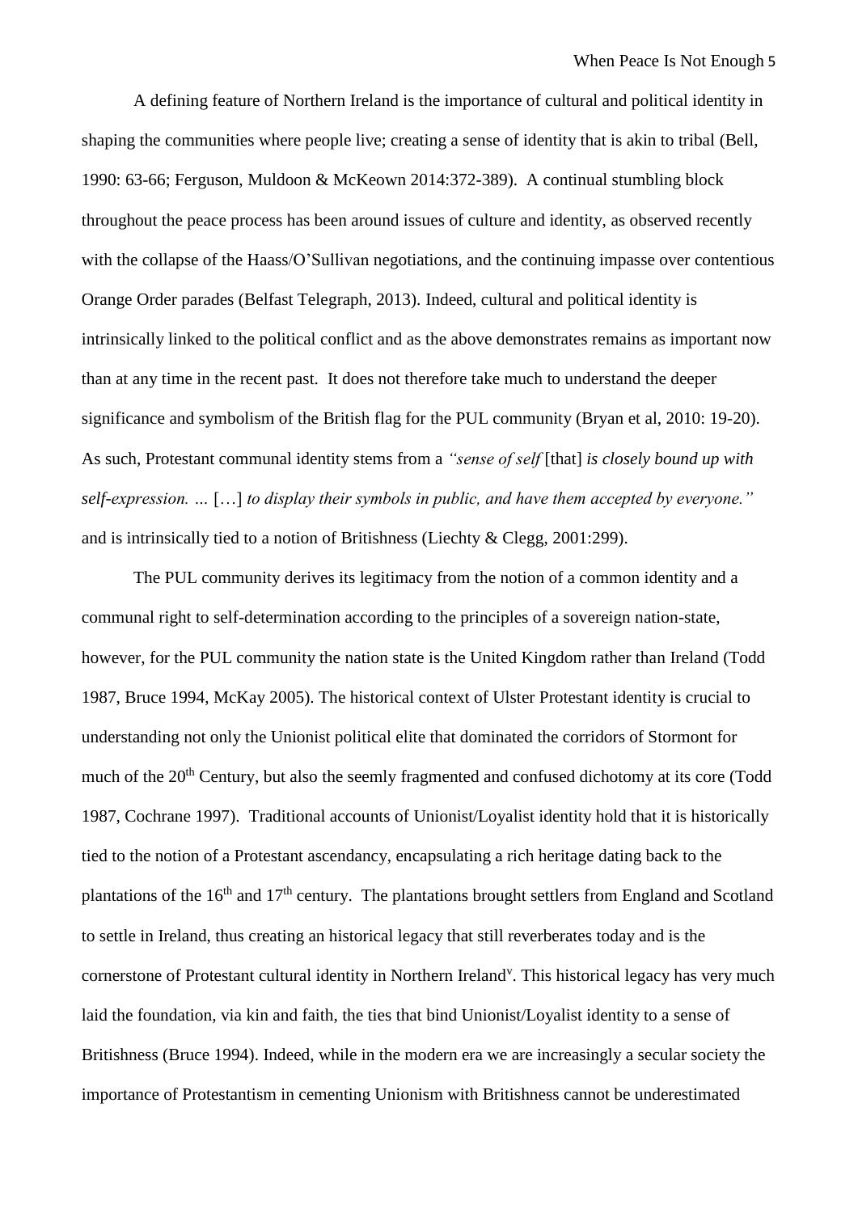A defining feature of Northern Ireland is the importance of cultural and political identity in shaping the communities where people live; creating a sense of identity that is akin to tribal (Bell, 1990: 63-66; Ferguson, Muldoon & McKeown 2014:372-389). A continual stumbling block throughout the peace process has been around issues of culture and identity, as observed recently with the collapse of the Haass/O'Sullivan negotiations, and the continuing impasse over contentious Orange Order parades (Belfast Telegraph, 2013). Indeed, cultural and political identity is intrinsically linked to the political conflict and as the above demonstrates remains as important now than at any time in the recent past. It does not therefore take much to understand the deeper significance and symbolism of the British flag for the PUL community (Bryan et al, 2010: 19-20). As such, Protestant communal identity stems from a *"sense of self* [that] *is closely bound up with self-expression. …* […] *to display their symbols in public, and have them accepted by everyone."* and is intrinsically tied to a notion of Britishness (Liechty & Clegg, 2001:299).

The PUL community derives its legitimacy from the notion of a common identity and a communal right to self-determination according to the principles of a sovereign nation-state, however, for the PUL community the nation state is the United Kingdom rather than Ireland (Todd 1987, Bruce 1994, McKay 2005). The historical context of Ulster Protestant identity is crucial to understanding not only the Unionist political elite that dominated the corridors of Stormont for much of the 20th Century, but also the seemly fragmented and confused dichotomy at its core (Todd 1987, Cochrane 1997). Traditional accounts of Unionist/Loyalist identity hold that it is historically tied to the notion of a Protestant ascendancy, encapsulating a rich heritage dating back to the plantations of the 16th and 17th century. The plantations brought settlers from England and Scotland to settle in Ireland, thus creating an historical legacy that still reverberates today and is the cornerstone of Protestant cultural identity in Northern Ireland[v]. This historical legacy has very much laid the foundation, via kin and faith, the ties that bind Unionist/Loyalist identity to a sense of Britishness (Bruce 1994). Indeed, while in the modern era we are increasingly a secular society the importance of Protestantism in cementing Unionism with Britishness cannot be underestimated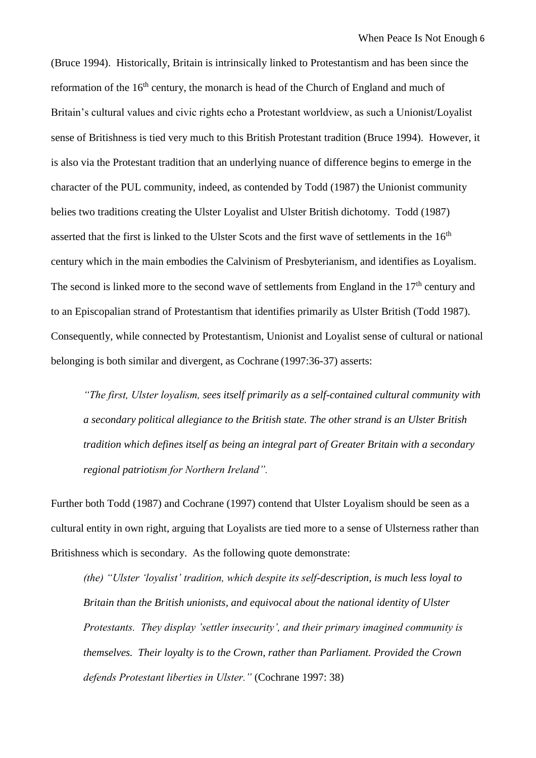(Bruce 1994). Historically, Britain is intrinsically linked to Protestantism and has been since the reformation of the 16th century, the monarch is head of the Church of England and much of Britain's cultural values and civic rights echo a Protestant worldview, as such a Unionist/Loyalist sense of Britishness is tied very much to this British Protestant tradition (Bruce 1994). However, it is also via the Protestant tradition that an underlying nuance of difference begins to emerge in the character of the PUL community, indeed, as contended by Todd (1987) the Unionist community belies two traditions creating the Ulster Loyalist and Ulster British dichotomy. Todd (1987) asserted that the first is linked to the Ulster Scots and the first wave of settlements in the 16th century which in the main embodies the Calvinism of Presbyterianism, and identifies as Loyalism. The second is linked more to the second wave of settlements from England in the 17th century and to an Episcopalian strand of Protestantism that identifies primarily as Ulster British (Todd 1987). Consequently, while connected by Protestantism, Unionist and Loyalist sense of cultural or national belonging is both similar and divergent, as Cochrane (1997:36-37) asserts:

> *"The first, Ulster loyalism, sees itself primarily as a self-contained cultural community with a secondary political allegiance to the British state. The other strand is an Ulster British tradition which defines itself as being an integral part of Greater Britain with a secondary regional patriotism for Northern Ireland".*

Further both Todd (1987) and Cochrane (1997) contend that Ulster Loyalism should be seen as a cultural entity in own right, arguing that Loyalists are tied more to a sense of Ulsterness rather than Britishness which is secondary. As the following quote demonstrate:

> *(the) "Ulster 'loyalist' tradition, which despite its self-description, is much less loyal to Britain than the British unionists, and equivocal about the national identity of Ulster Protestants. They display 'settler insecurity', and their primary imagined community is themselves. Their loyalty is to the Crown, rather than Parliament. Provided the Crown defends Protestant liberties in Ulster."* (Cochrane 1997: 38)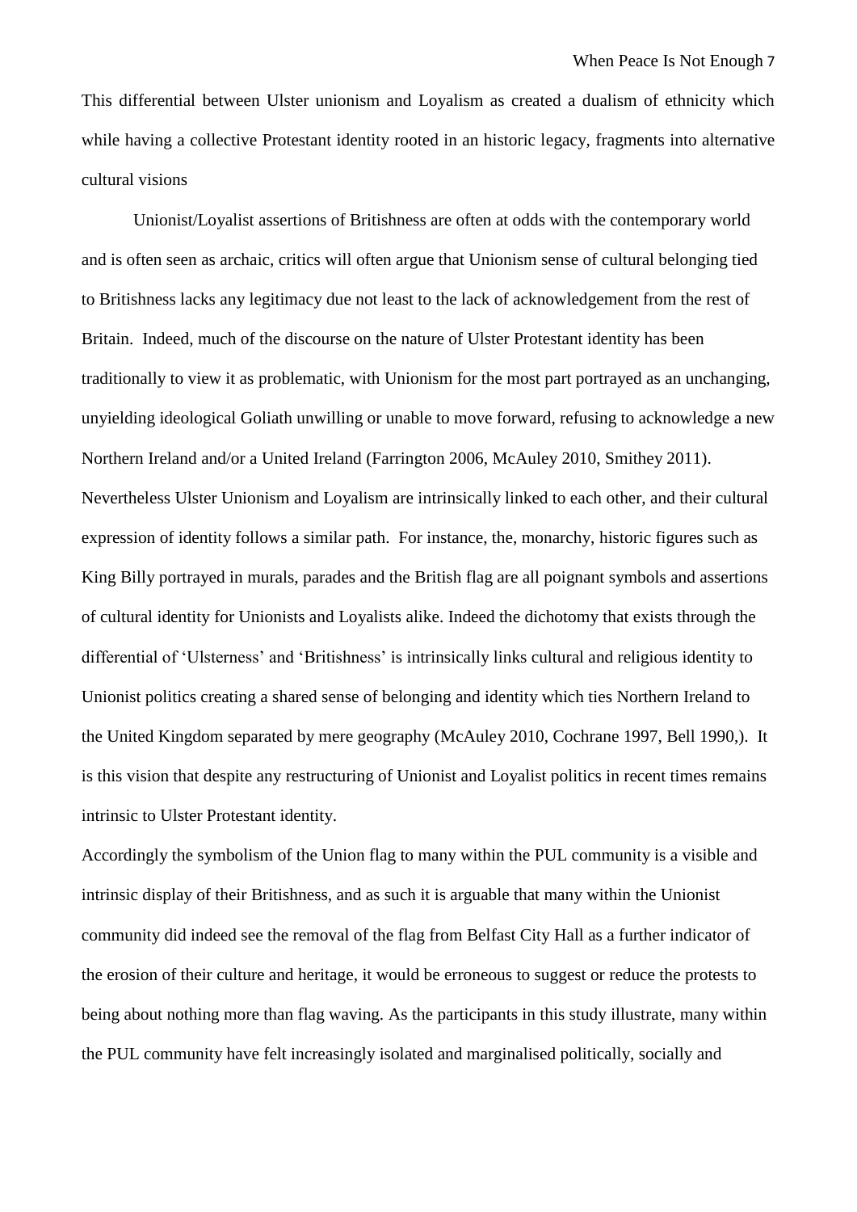This differential between Ulster unionism and Loyalism as created a dualism of ethnicity which while having a collective Protestant identity rooted in an historic legacy, fragments into alternative cultural visions

Unionist/Loyalist assertions of Britishness are often at odds with the contemporary world and is often seen as archaic, critics will often argue that Unionism sense of cultural belonging tied to Britishness lacks any legitimacy due not least to the lack of acknowledgement from the rest of Britain. Indeed, much of the discourse on the nature of Ulster Protestant identity has been traditionally to view it as problematic, with Unionism for the most part portrayed as an unchanging, unyielding ideological Goliath unwilling or unable to move forward, refusing to acknowledge a new Northern Ireland and/or a United Ireland (Farrington 2006, McAuley 2010, Smithey 2011). Nevertheless Ulster Unionism and Loyalism are intrinsically linked to each other, and their cultural expression of identity follows a similar path. For instance, the, monarchy, historic figures such as King Billy portrayed in murals, parades and the British flag are all poignant symbols and assertions of cultural identity for Unionists and Loyalists alike. Indeed the dichotomy that exists through the differential of 'Ulsterness' and 'Britishness' is intrinsically links cultural and religious identity to Unionist politics creating a shared sense of belonging and identity which ties Northern Ireland to the United Kingdom separated by mere geography (McAuley 2010, Cochrane 1997, Bell 1990,). It is this vision that despite any restructuring of Unionist and Loyalist politics in recent times remains intrinsic to Ulster Protestant identity.

Accordingly the symbolism of the Union flag to many within the PUL community is a visible and intrinsic display of their Britishness, and as such it is arguable that many within the Unionist community did indeed see the removal of the flag from Belfast City Hall as a further indicator of the erosion of their culture and heritage, it would be erroneous to suggest or reduce the protests to being about nothing more than flag waving. As the participants in this study illustrate, many within the PUL community have felt increasingly isolated and marginalised politically, socially and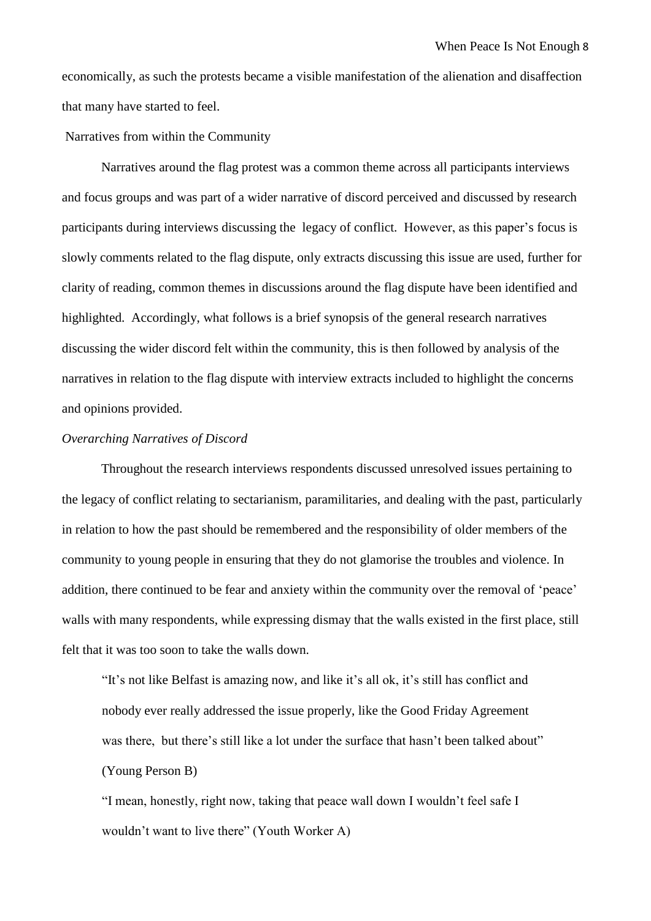economically, as such the protests became a visible manifestation of the alienation and disaffection that many have started to feel.

## Narratives from within the Community

Narratives around the flag protest was a common theme across all participants interviews and focus groups and was part of a wider narrative of discord perceived and discussed by research participants during interviews discussing the legacy of conflict. However, as this paper's focus is slowly comments related to the flag dispute, only extracts discussing this issue are used, further for clarity of reading, common themes in discussions around the flag dispute have been identified and highlighted. Accordingly, what follows is a brief synopsis of the general research narratives discussing the wider discord felt within the community, this is then followed by analysis of the narratives in relation to the flag dispute with interview extracts included to highlight the concerns and opinions provided.

### *Overarching Narratives of Discord*

Throughout the research interviews respondents discussed unresolved issues pertaining to the legacy of conflict relating to sectarianism, paramilitaries, and dealing with the past, particularly in relation to how the past should be remembered and the responsibility of older members of the community to young people in ensuring that they do not glamorise the troubles and violence. In addition, there continued to be fear and anxiety within the community over the removal of 'peace' walls with many respondents, while expressing dismay that the walls existed in the first place, still felt that it was too soon to take the walls down.

> "It's not like Belfast is amazing now, and like it's all ok, it's still has conflict and nobody ever really addressed the issue properly, like the Good Friday Agreement was there, but there's still like a lot under the surface that hasn't been talked about" (Young Person B)

> "I mean, honestly, right now, taking that peace wall down I wouldn't feel safe I wouldn't want to live there" (Youth Worker A)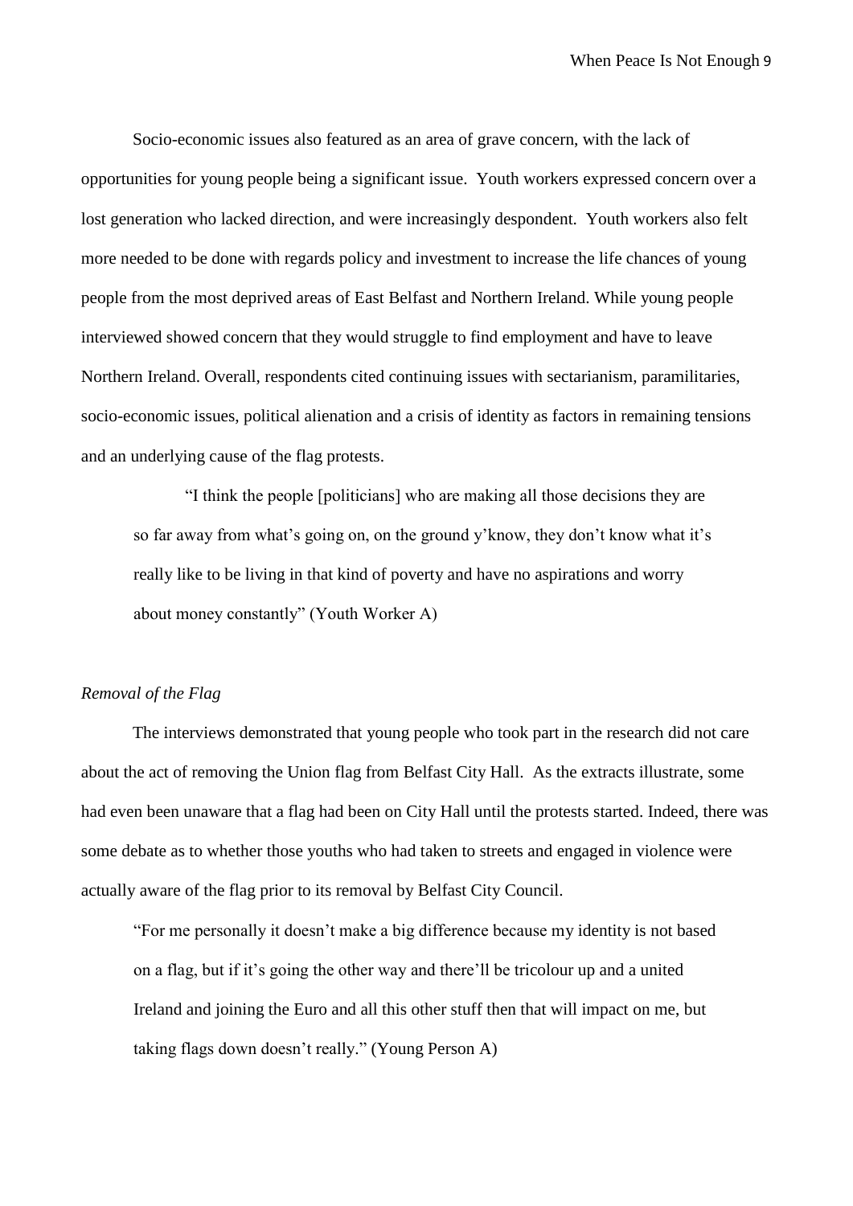Socio-economic issues also featured as an area of grave concern, with the lack of opportunities for young people being a significant issue. Youth workers expressed concern over a lost generation who lacked direction, and were increasingly despondent. Youth workers also felt more needed to be done with regards policy and investment to increase the life chances of young people from the most deprived areas of East Belfast and Northern Ireland. While young people interviewed showed concern that they would struggle to find employment and have to leave Northern Ireland. Overall, respondents cited continuing issues with sectarianism, paramilitaries, socio-economic issues, political alienation and a crisis of identity as factors in remaining tensions and an underlying cause of the flag protests.

> "I think the people [politicians] who are making all those decisions they are so far away from what's going on, on the ground y'know, they don't know what it's really like to be living in that kind of poverty and have no aspirations and worry about money constantly" (Youth Worker A)

*Removal of the Flag*

The interviews demonstrated that young people who took part in the research did not care about the act of removing the Union flag from Belfast City Hall. As the extracts illustrate, some had even been unaware that a flag had been on City Hall until the protests started. Indeed, there was some debate as to whether those youths who had taken to streets and engaged in violence were actually aware of the flag prior to its removal by Belfast City Council.

> "For me personally it doesn't make a big difference because my identity is not based on a flag, but if it's going the other way and there'll be tricolour up and a united Ireland and joining the Euro and all this other stuff then that will impact on me, but taking flags down doesn't really." (Young Person A)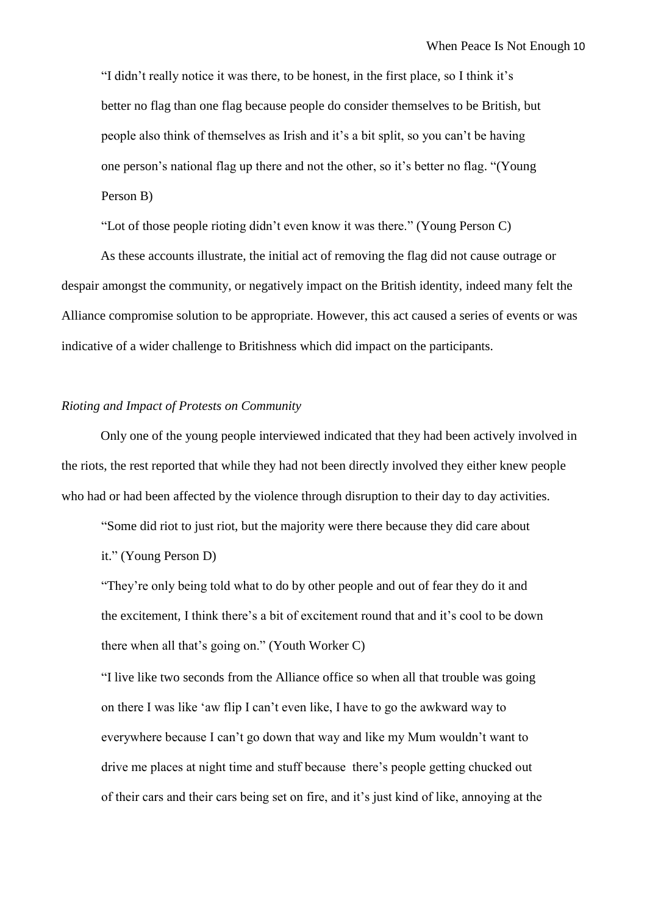"I didn't really notice it was there, to be honest, in the first place, so I think it's better no flag than one flag because people do consider themselves to be British, but people also think of themselves as Irish and it's a bit split, so you can't be having one person's national flag up there and not the other, so it's better no flag. "(Young Person B)

"Lot of those people rioting didn't even know it was there." (Young Person C)

As these accounts illustrate, the initial act of removing the flag did not cause outrage or despair amongst the community, or negatively impact on the British identity, indeed many felt the Alliance compromise solution to be appropriate. However, this act caused a series of events or was indicative of a wider challenge to Britishness which did impact on the participants.

*Rioting and Impact of Protests on Community*

Only one of the young people interviewed indicated that they had been actively involved in the riots, the rest reported that while they had not been directly involved they either knew people who had or had been affected by the violence through disruption to their day to day activities.

"Some did riot to just riot, but the majority were there because they did care about it." (Young Person D)

"They're only being told what to do by other people and out of fear they do it and the excitement, I think there's a bit of excitement round that and it's cool to be down there when all that's going on." (Youth Worker C)

"I live like two seconds from the Alliance office so when all that trouble was going on there I was like 'aw flip I can't even like, I have to go the awkward way to everywhere because I can't go down that way and like my Mum wouldn't want to drive me places at night time and stuff because there's people getting chucked out of their cars and their cars being set on fire, and it's just kind of like, annoying at the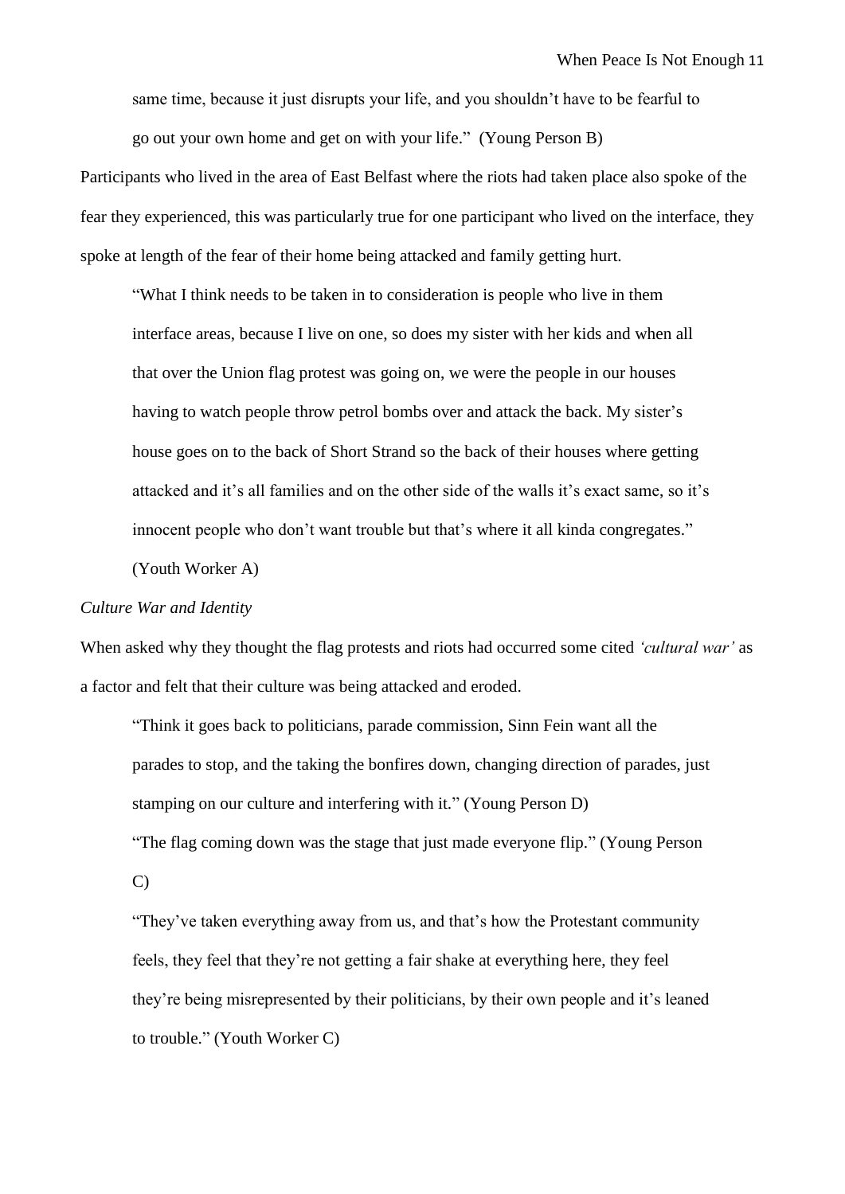> same time, because it just disrupts your life, and you shouldn't have to be fearful to go out your own home and get on with your life." (Young Person B)

Participants who lived in the area of East Belfast where the riots had taken place also spoke of the fear they experienced, this was particularly true for one participant who lived on the interface, they spoke at length of the fear of their home being attacked and family getting hurt.

> "What I think needs to be taken in to consideration is people who live in them interface areas, because I live on one, so does my sister with her kids and when all that over the Union flag protest was going on, we were the people in our houses having to watch people throw petrol bombs over and attack the back. My sister's house goes on to the back of Short Strand so the back of their houses where getting attacked and it's all families and on the other side of the walls it's exact same, so it's innocent people who don't want trouble but that's where it all kinda congregates." (Youth Worker A)

*Culture War and Identity*

When asked why they thought the flag protests and riots had occurred some cited *'cultural war'* as a factor and felt that their culture was being attacked and eroded.

> "Think it goes back to politicians, parade commission, Sinn Fein want all the parades to stop, and the taking the bonfires down, changing direction of parades, just stamping on our culture and interfering with it." (Young Person D)
>
> "The flag coming down was the stage that just made everyone flip." (Young Person C)
>
> "They've taken everything away from us, and that's how the Protestant community feels, they feel that they're not getting a fair shake at everything here, they feel they're being misrepresented by their politicians, by their own people and it's leaned to trouble." (Youth Worker C)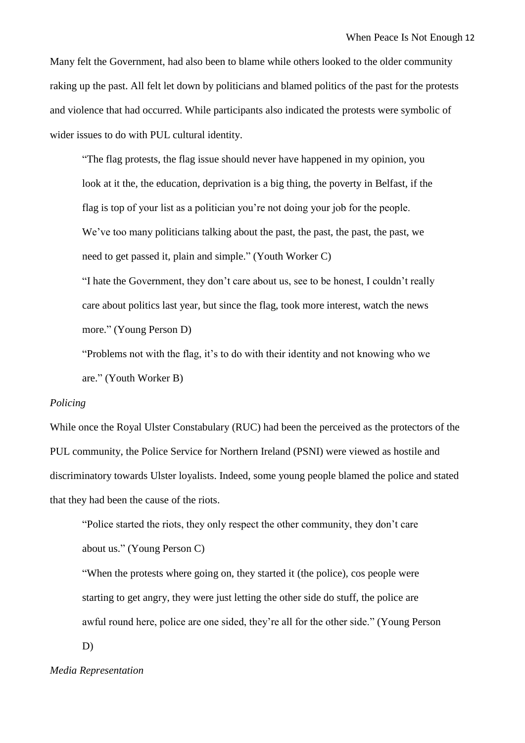Many felt the Government, had also been to blame while others looked to the older community raking up the past. All felt let down by politicians and blamed politics of the past for the protests and violence that had occurred. While participants also indicated the protests were symbolic of wider issues to do with PUL cultural identity.

> "The flag protests, the flag issue should never have happened in my opinion, you look at it the, the education, deprivation is a big thing, the poverty in Belfast, if the flag is top of your list as a politician you're not doing your job for the people. We've too many politicians talking about the past, the past, the past, the past, we need to get passed it, plain and simple." (Youth Worker C)
>
> "I hate the Government, they don't care about us, see to be honest, I couldn't really care about politics last year, but since the flag, took more interest, watch the news more." (Young Person D)
>
> "Problems not with the flag, it's to do with their identity and not knowing who we are." (Youth Worker B)

*Policing*

While once the Royal Ulster Constabulary (RUC) had been the perceived as the protectors of the PUL community, the Police Service for Northern Ireland (PSNI) were viewed as hostile and discriminatory towards Ulster loyalists. Indeed, some young people blamed the police and stated that they had been the cause of the riots.

> "Police started the riots, they only respect the other community, they don't care about us." (Young Person C)
>
> "When the protests where going on, they started it (the police), cos people were starting to get angry, they were just letting the other side do stuff, the police are awful round here, police are one sided, they're all for the other side." (Young Person D)

*Media Representation*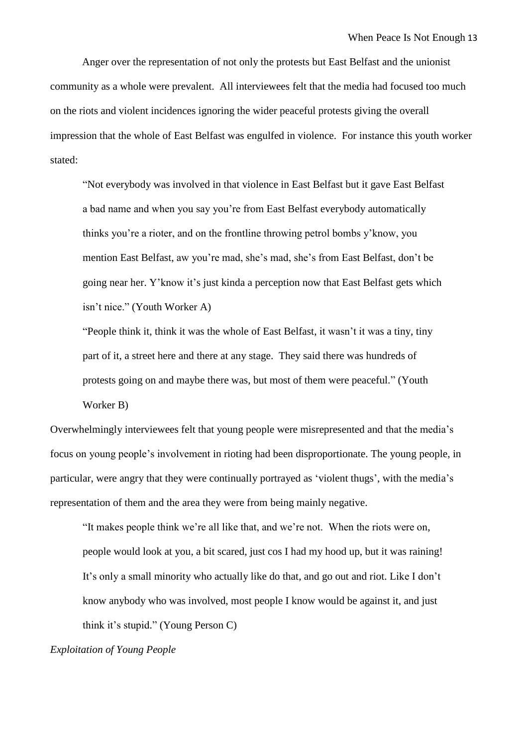Anger over the representation of not only the protests but East Belfast and the unionist community as a whole were prevalent. All interviewees felt that the media had focused too much on the riots and violent incidences ignoring the wider peaceful protests giving the overall impression that the whole of East Belfast was engulfed in violence. For instance this youth worker stated:

> "Not everybody was involved in that violence in East Belfast but it gave East Belfast a bad name and when you say you're from East Belfast everybody automatically thinks you're a rioter, and on the frontline throwing petrol bombs y'know, you mention East Belfast, aw you're mad, she's mad, she's from East Belfast, don't be going near her. Y'know it's just kinda a perception now that East Belfast gets which isn't nice." (Youth Worker A)

> "People think it, think it was the whole of East Belfast, it wasn't it was a tiny, tiny part of it, a street here and there at any stage. They said there was hundreds of protests going on and maybe there was, but most of them were peaceful." (Youth Worker B)

Overwhelmingly interviewees felt that young people were misrepresented and that the media's focus on young people's involvement in rioting had been disproportionate. The young people, in particular, were angry that they were continually portrayed as 'violent thugs', with the media's representation of them and the area they were from being mainly negative.

> "It makes people think we're all like that, and we're not. When the riots were on, people would look at you, a bit scared, just cos I had my hood up, but it was raining! It's only a small minority who actually like do that, and go out and riot. Like I don't know anybody who was involved, most people I know would be against it, and just think it's stupid." (Young Person C)

*Exploitation of Young People*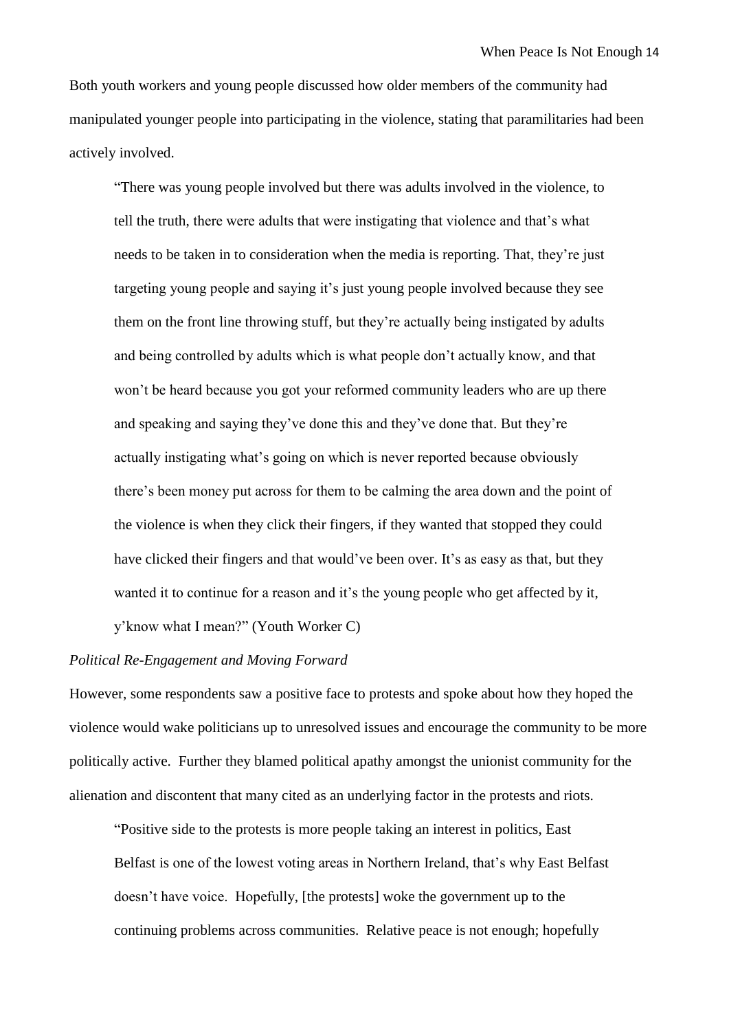Both youth workers and young people discussed how older members of the community had manipulated younger people into participating in the violence, stating that paramilitaries had been actively involved.

> "There was young people involved but there was adults involved in the violence, to tell the truth, there were adults that were instigating that violence and that's what needs to be taken in to consideration when the media is reporting. That, they're just targeting young people and saying it's just young people involved because they see them on the front line throwing stuff, but they're actually being instigated by adults and being controlled by adults which is what people don't actually know, and that won't be heard because you got your reformed community leaders who are up there and speaking and saying they've done this and they've done that. But they're actually instigating what's going on which is never reported because obviously there's been money put across for them to be calming the area down and the point of the violence is when they click their fingers, if they wanted that stopped they could have clicked their fingers and that would've been over. It's as easy as that, but they wanted it to continue for a reason and it's the young people who get affected by it, y'know what I mean?" (Youth Worker C)

*Political Re-Engagement and Moving Forward*

However, some respondents saw a positive face to protests and spoke about how they hoped the violence would wake politicians up to unresolved issues and encourage the community to be more politically active. Further they blamed political apathy amongst the unionist community for the alienation and discontent that many cited as an underlying factor in the protests and riots.

> "Positive side to the protests is more people taking an interest in politics, East Belfast is one of the lowest voting areas in Northern Ireland, that's why East Belfast doesn't have voice. Hopefully, [the protests] woke the government up to the continuing problems across communities. Relative peace is not enough; hopefully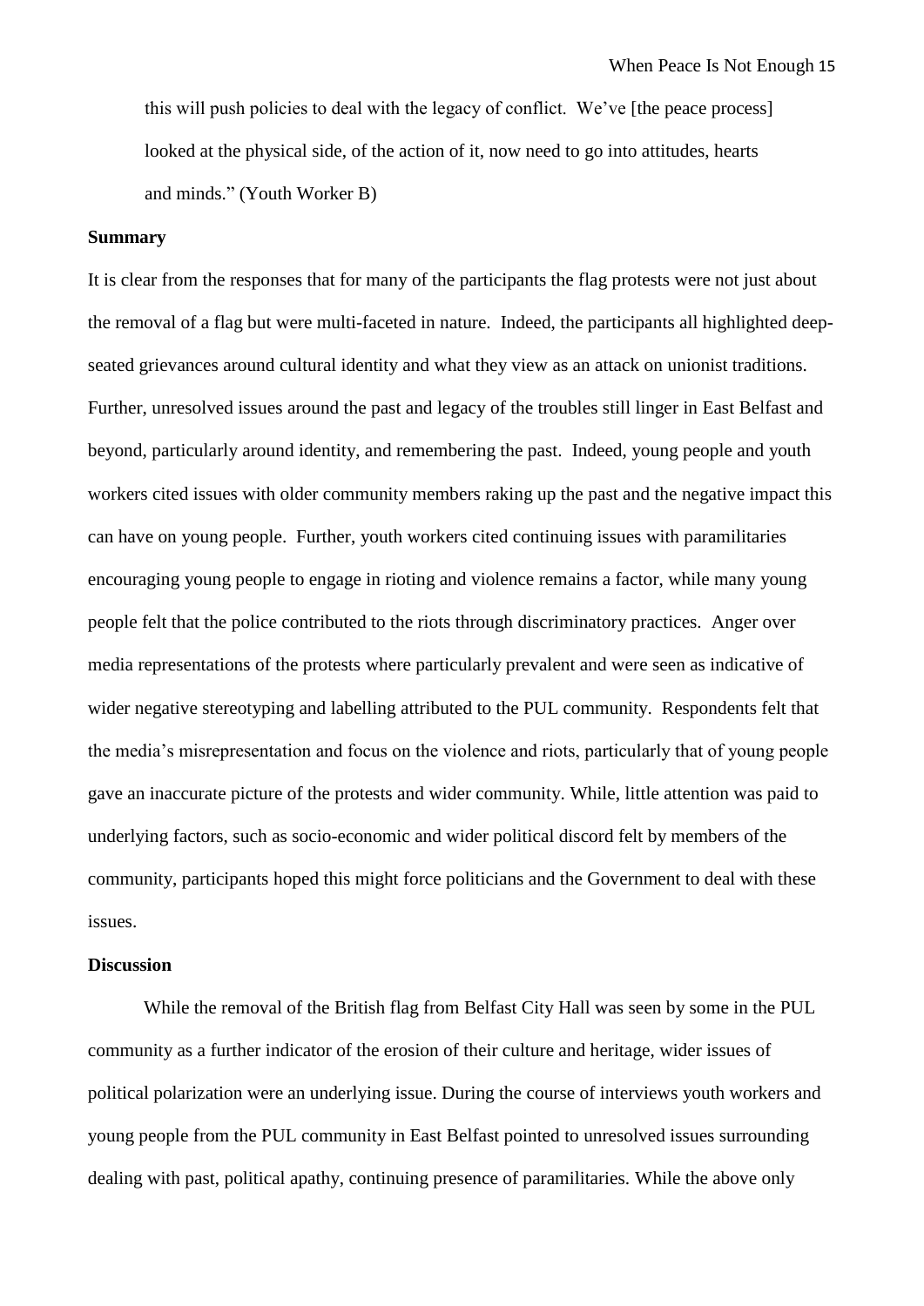this will push policies to deal with the legacy of conflict. We've [the peace process] looked at the physical side, of the action of it, now need to go into attitudes, hearts and minds." (Youth Worker B)

**Summary**

It is clear from the responses that for many of the participants the flag protests were not just about the removal of a flag but were multi-faceted in nature. Indeed, the participants all highlighted deep-seated grievances around cultural identity and what they view as an attack on unionist traditions. Further, unresolved issues around the past and legacy of the troubles still linger in East Belfast and beyond, particularly around identity, and remembering the past. Indeed, young people and youth workers cited issues with older community members raking up the past and the negative impact this can have on young people. Further, youth workers cited continuing issues with paramilitaries encouraging young people to engage in rioting and violence remains a factor, while many young people felt that the police contributed to the riots through discriminatory practices. Anger over media representations of the protests where particularly prevalent and were seen as indicative of wider negative stereotyping and labelling attributed to the PUL community. Respondents felt that the media's misrepresentation and focus on the violence and riots, particularly that of young people gave an inaccurate picture of the protests and wider community. While, little attention was paid to underlying factors, such as socio-economic and wider political discord felt by members of the community, participants hoped this might force politicians and the Government to deal with these issues.

**Discussion**

While the removal of the British flag from Belfast City Hall was seen by some in the PUL community as a further indicator of the erosion of their culture and heritage, wider issues of political polarization were an underlying issue. During the course of interviews youth workers and young people from the PUL community in East Belfast pointed to unresolved issues surrounding dealing with past, political apathy, continuing presence of paramilitaries. While the above only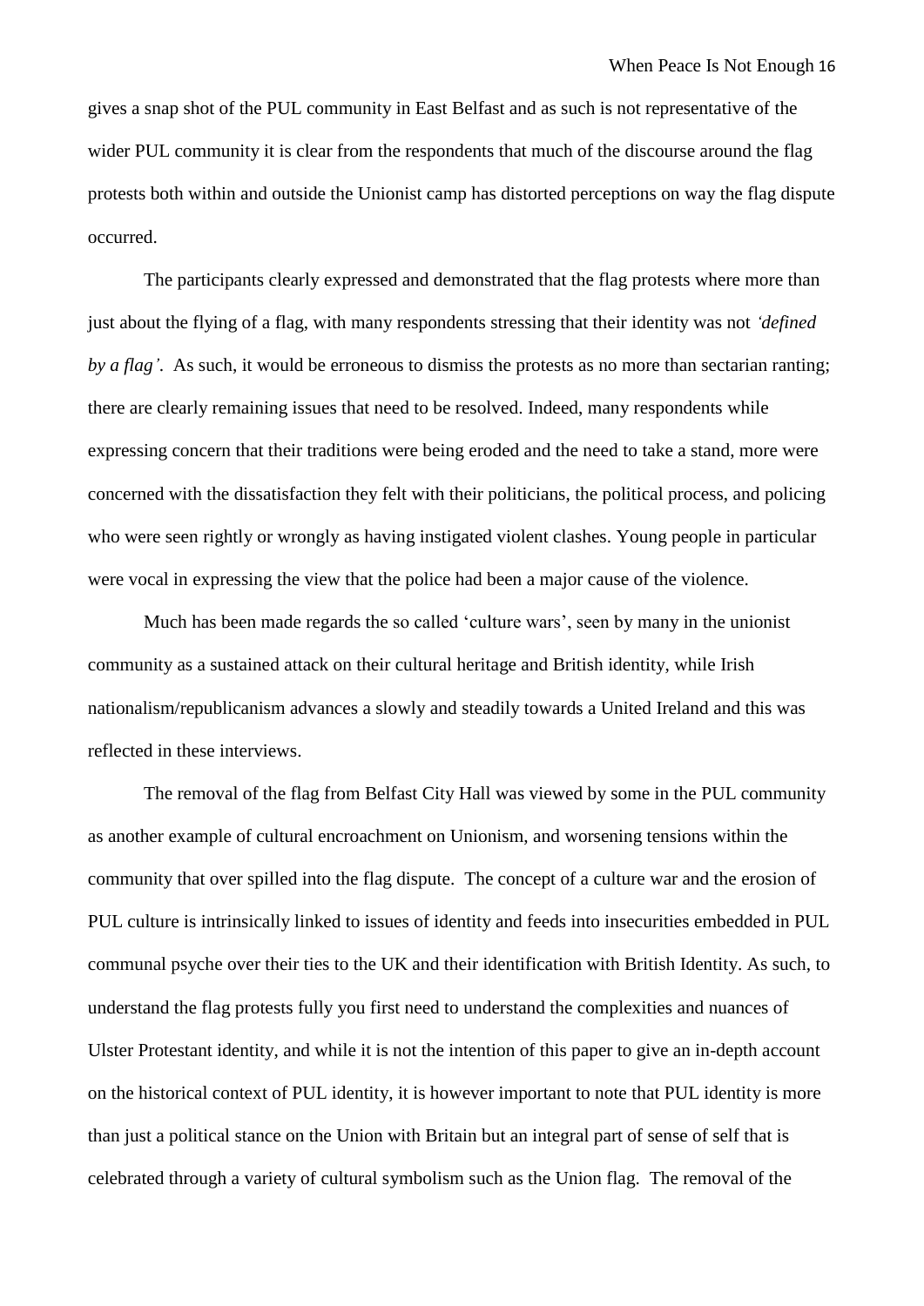gives a snap shot of the PUL community in East Belfast and as such is not representative of the wider PUL community it is clear from the respondents that much of the discourse around the flag protests both within and outside the Unionist camp has distorted perceptions on way the flag dispute occurred.

The participants clearly expressed and demonstrated that the flag protests where more than just about the flying of a flag, with many respondents stressing that their identity was not *'defined by a flag'*. As such, it would be erroneous to dismiss the protests as no more than sectarian ranting; there are clearly remaining issues that need to be resolved. Indeed, many respondents while expressing concern that their traditions were being eroded and the need to take a stand, more were concerned with the dissatisfaction they felt with their politicians, the political process, and policing who were seen rightly or wrongly as having instigated violent clashes. Young people in particular were vocal in expressing the view that the police had been a major cause of the violence.

Much has been made regards the so called 'culture wars', seen by many in the unionist community as a sustained attack on their cultural heritage and British identity, while Irish nationalism/republicanism advances a slowly and steadily towards a United Ireland and this was reflected in these interviews.

The removal of the flag from Belfast City Hall was viewed by some in the PUL community as another example of cultural encroachment on Unionism, and worsening tensions within the community that over spilled into the flag dispute. The concept of a culture war and the erosion of PUL culture is intrinsically linked to issues of identity and feeds into insecurities embedded in PUL communal psyche over their ties to the UK and their identification with British Identity. As such, to understand the flag protests fully you first need to understand the complexities and nuances of Ulster Protestant identity, and while it is not the intention of this paper to give an in-depth account on the historical context of PUL identity, it is however important to note that PUL identity is more than just a political stance on the Union with Britain but an integral part of sense of self that is celebrated through a variety of cultural symbolism such as the Union flag. The removal of the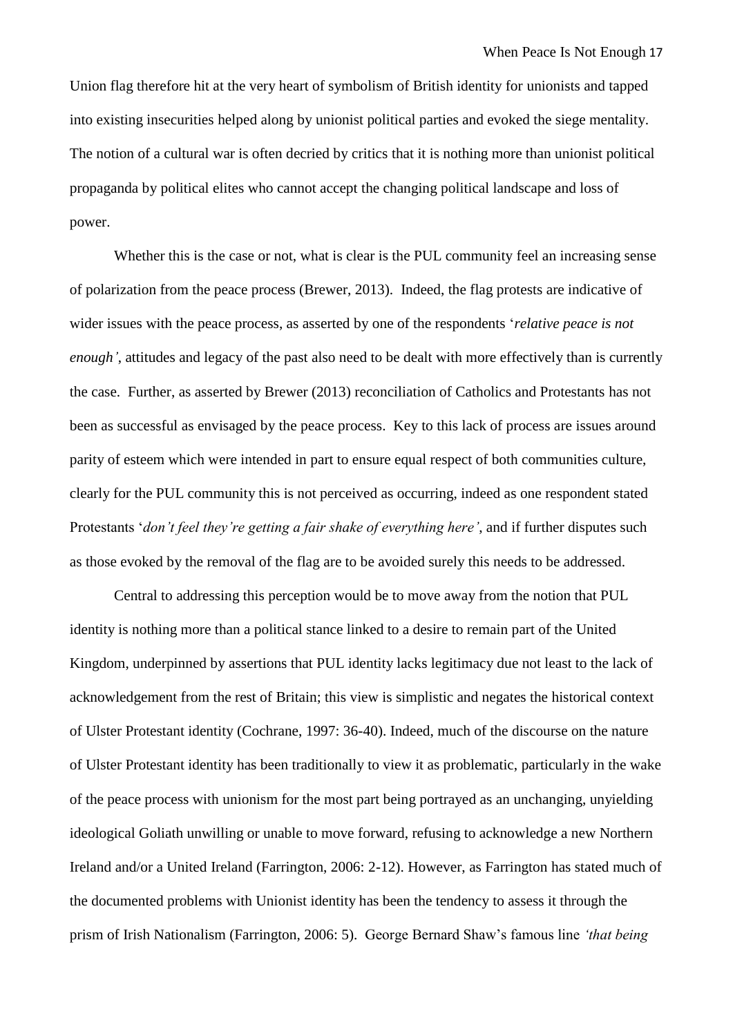Union flag therefore hit at the very heart of symbolism of British identity for unionists and tapped into existing insecurities helped along by unionist political parties and evoked the siege mentality. The notion of a cultural war is often decried by critics that it is nothing more than unionist political propaganda by political elites who cannot accept the changing political landscape and loss of power.

Whether this is the case or not, what is clear is the PUL community feel an increasing sense of polarization from the peace process (Brewer, 2013). Indeed, the flag protests are indicative of wider issues with the peace process, as asserted by one of the respondents '*relative peace is not enough'*, attitudes and legacy of the past also need to be dealt with more effectively than is currently the case. Further, as asserted by Brewer (2013) reconciliation of Catholics and Protestants has not been as successful as envisaged by the peace process. Key to this lack of process are issues around parity of esteem which were intended in part to ensure equal respect of both communities culture, clearly for the PUL community this is not perceived as occurring, indeed as one respondent stated Protestants '*don't feel they're getting a fair shake of everything here'*, and if further disputes such as those evoked by the removal of the flag are to be avoided surely this needs to be addressed.

Central to addressing this perception would be to move away from the notion that PUL identity is nothing more than a political stance linked to a desire to remain part of the United Kingdom, underpinned by assertions that PUL identity lacks legitimacy due not least to the lack of acknowledgement from the rest of Britain; this view is simplistic and negates the historical context of Ulster Protestant identity (Cochrane, 1997: 36-40). Indeed, much of the discourse on the nature of Ulster Protestant identity has been traditionally to view it as problematic, particularly in the wake of the peace process with unionism for the most part being portrayed as an unchanging, unyielding ideological Goliath unwilling or unable to move forward, refusing to acknowledge a new Northern Ireland and/or a United Ireland (Farrington, 2006: 2-12). However, as Farrington has stated much of the documented problems with Unionist identity has been the tendency to assess it through the prism of Irish Nationalism (Farrington, 2006: 5). George Bernard Shaw's famous line *'that being*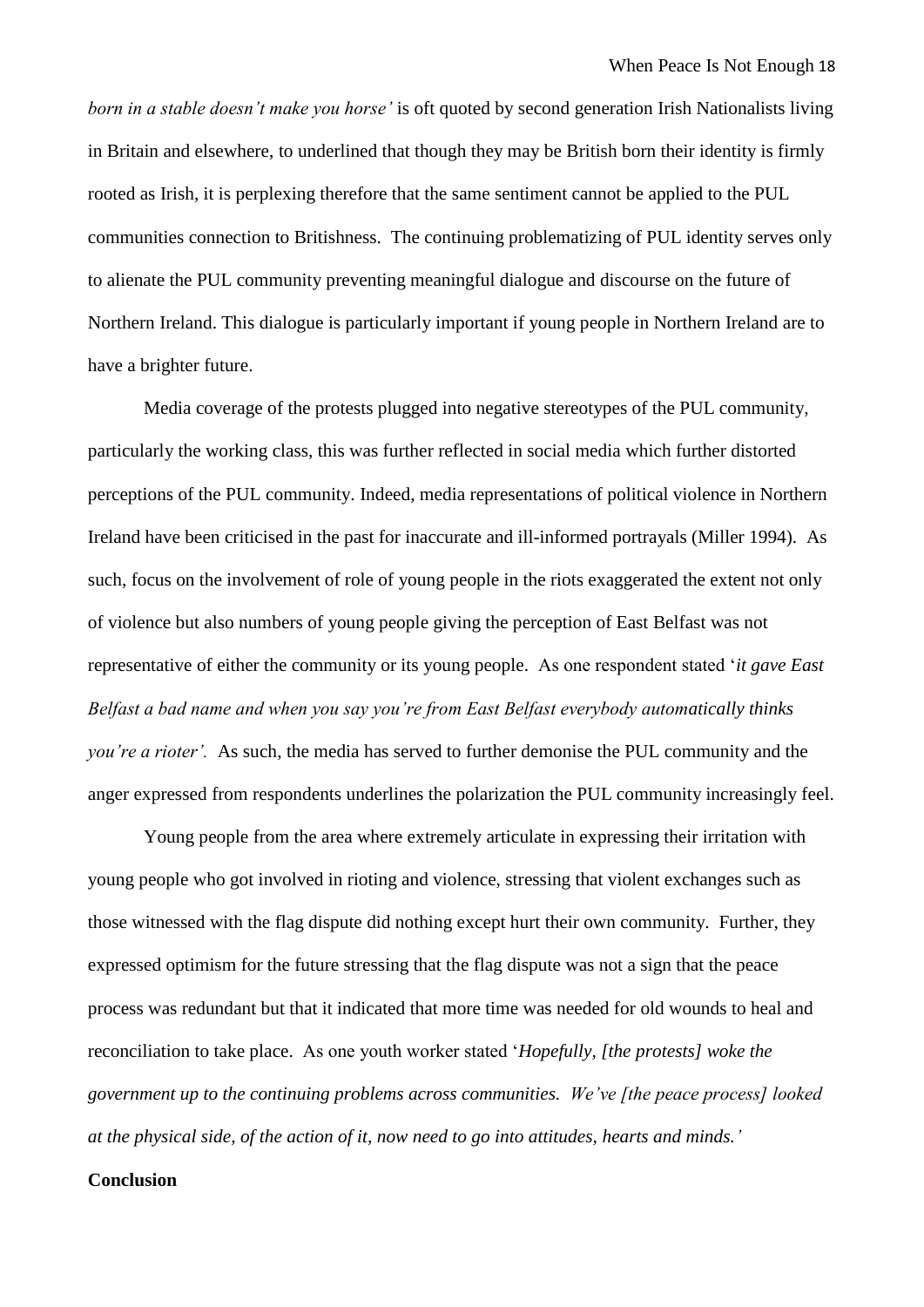*born in a stable doesn't make you horse'* is oft quoted by second generation Irish Nationalists living in Britain and elsewhere, to underlined that though they may be British born their identity is firmly rooted as Irish, it is perplexing therefore that the same sentiment cannot be applied to the PUL communities connection to Britishness. The continuing problematizing of PUL identity serves only to alienate the PUL community preventing meaningful dialogue and discourse on the future of Northern Ireland. This dialogue is particularly important if young people in Northern Ireland are to have a brighter future.

Media coverage of the protests plugged into negative stereotypes of the PUL community, particularly the working class, this was further reflected in social media which further distorted perceptions of the PUL community. Indeed, media representations of political violence in Northern Ireland have been criticised in the past for inaccurate and ill-informed portrayals (Miller 1994). As such, focus on the involvement of role of young people in the riots exaggerated the extent not only of violence but also numbers of young people giving the perception of East Belfast was not representative of either the community or its young people. As one respondent stated '*it gave East Belfast a bad name and when you say you're from East Belfast everybody automatically thinks you're a rioter'.* As such, the media has served to further demonise the PUL community and the anger expressed from respondents underlines the polarization the PUL community increasingly feel.

Young people from the area where extremely articulate in expressing their irritation with young people who got involved in rioting and violence, stressing that violent exchanges such as those witnessed with the flag dispute did nothing except hurt their own community. Further, they expressed optimism for the future stressing that the flag dispute was not a sign that the peace process was redundant but that it indicated that more time was needed for old wounds to heal and reconciliation to take place. As one youth worker stated '*Hopefully, [the protests] woke the government up to the continuing problems across communities. We've [the peace process] looked at the physical side, of the action of it, now need to go into attitudes, hearts and minds.'*

**Conclusion**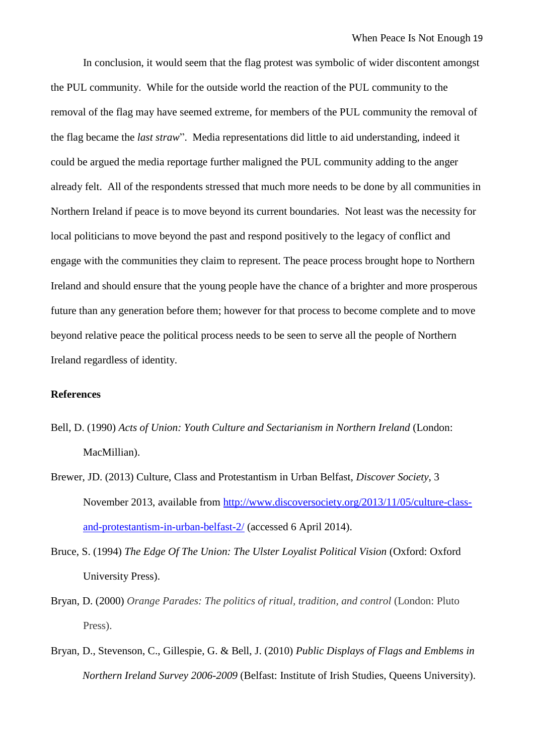In conclusion, it would seem that the flag protest was symbolic of wider discontent amongst the PUL community. While for the outside world the reaction of the PUL community to the removal of the flag may have seemed extreme, for members of the PUL community the removal of the flag became the *last straw*". Media representations did little to aid understanding, indeed it could be argued the media reportage further maligned the PUL community adding to the anger already felt. All of the respondents stressed that much more needs to be done by all communities in Northern Ireland if peace is to move beyond its current boundaries. Not least was the necessity for local politicians to move beyond the past and respond positively to the legacy of conflict and engage with the communities they claim to represent. The peace process brought hope to Northern Ireland and should ensure that the young people have the chance of a brighter and more prosperous future than any generation before them; however for that process to become complete and to move beyond relative peace the political process needs to be seen to serve all the people of Northern Ireland regardless of identity.

**References**

Bell, D. (1990) *Acts of Union: Youth Culture and Sectarianism in Northern Ireland* (London: MacMillian).

Brewer, JD. (2013) Culture, Class and Protestantism in Urban Belfast, *Discover Society*, 3 November 2013, available from http://www.discoversociety.org/2013/11/05/culture-class-and-protestantism-in-urban-belfast-2/ (accessed 6 April 2014).

Bruce, S. (1994) *The Edge Of The Union: The Ulster Loyalist Political Vision* (Oxford: Oxford University Press).

Bryan, D. (2000) *Orange Parades: The politics of ritual, tradition, and control* (London: Pluto Press).

Bryan, D., Stevenson, C., Gillespie, G. & Bell, J. (2010) *Public Displays of Flags and Emblems in Northern Ireland Survey 2006-2009* (Belfast: Institute of Irish Studies, Queens University).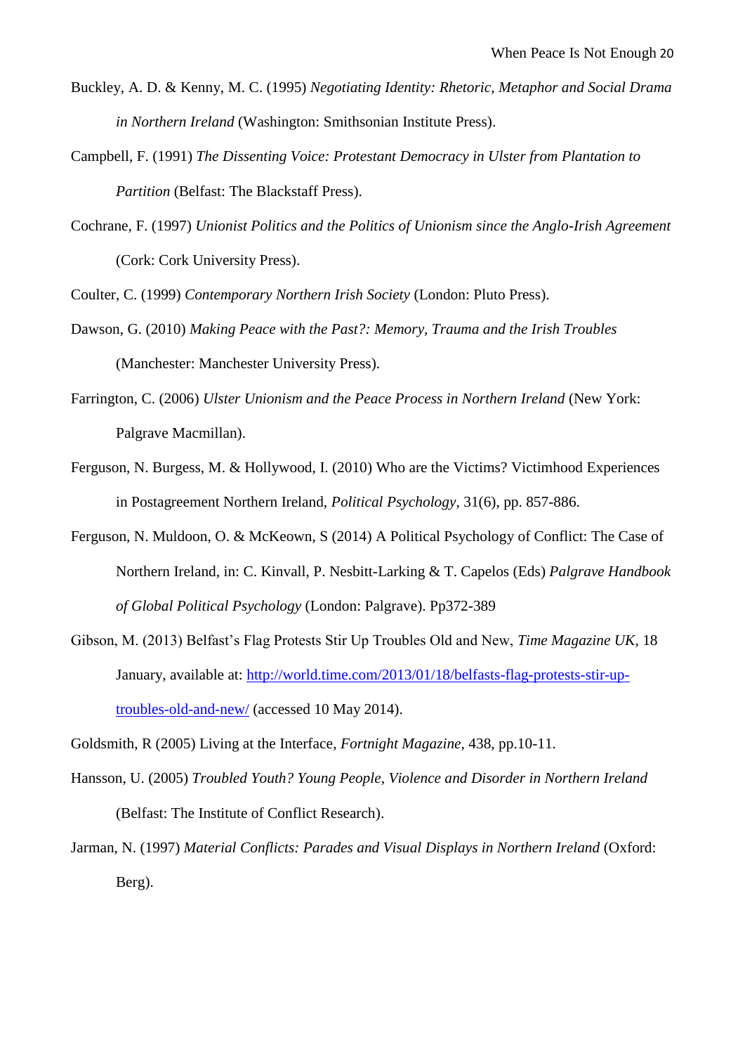Buckley, A. D. & Kenny, M. C. (1995) *Negotiating Identity: Rhetoric, Metaphor and Social Drama in Northern Ireland* (Washington: Smithsonian Institute Press).

Campbell, F. (1991) *The Dissenting Voice: Protestant Democracy in Ulster from Plantation to Partition* (Belfast: The Blackstaff Press).

Cochrane, F. (1997) *Unionist Politics and the Politics of Unionism since the Anglo-Irish Agreement* (Cork: Cork University Press).

Coulter, C. (1999) *Contemporary Northern Irish Society* (London: Pluto Press).

Dawson, G. (2010) *Making Peace with the Past?: Memory, Trauma and the Irish Troubles* (Manchester: Manchester University Press).

Farrington, C. (2006) *Ulster Unionism and the Peace Process in Northern Ireland* (New York: Palgrave Macmillan).

Ferguson, N. Burgess, M. & Hollywood, I. (2010) Who are the Victims? Victimhood Experiences in Postagreement Northern Ireland, *Political Psychology*, 31(6), pp. 857-886.

Ferguson, N. Muldoon, O. & McKeown, S (2014) A Political Psychology of Conflict: The Case of Northern Ireland, in: C. Kinvall, P. Nesbitt-Larking & T. Capelos (Eds) *Palgrave Handbook of Global Political Psychology* (London: Palgrave). Pp372-389

Gibson, M. (2013) Belfast's Flag Protests Stir Up Troubles Old and New, *Time Magazine UK*, 18 January, available at: http://world.time.com/2013/01/18/belfasts-flag-protests-stir-up-troubles-old-and-new/ (accessed 10 May 2014).

Goldsmith, R (2005) Living at the Interface, *Fortnight Magazine*, 438, pp.10-11.

Hansson, U. (2005) *Troubled Youth? Young People, Violence and Disorder in Northern Ireland* (Belfast: The Institute of Conflict Research).

Jarman, N. (1997) *Material Conflicts: Parades and Visual Displays in Northern Ireland* (Oxford: Berg).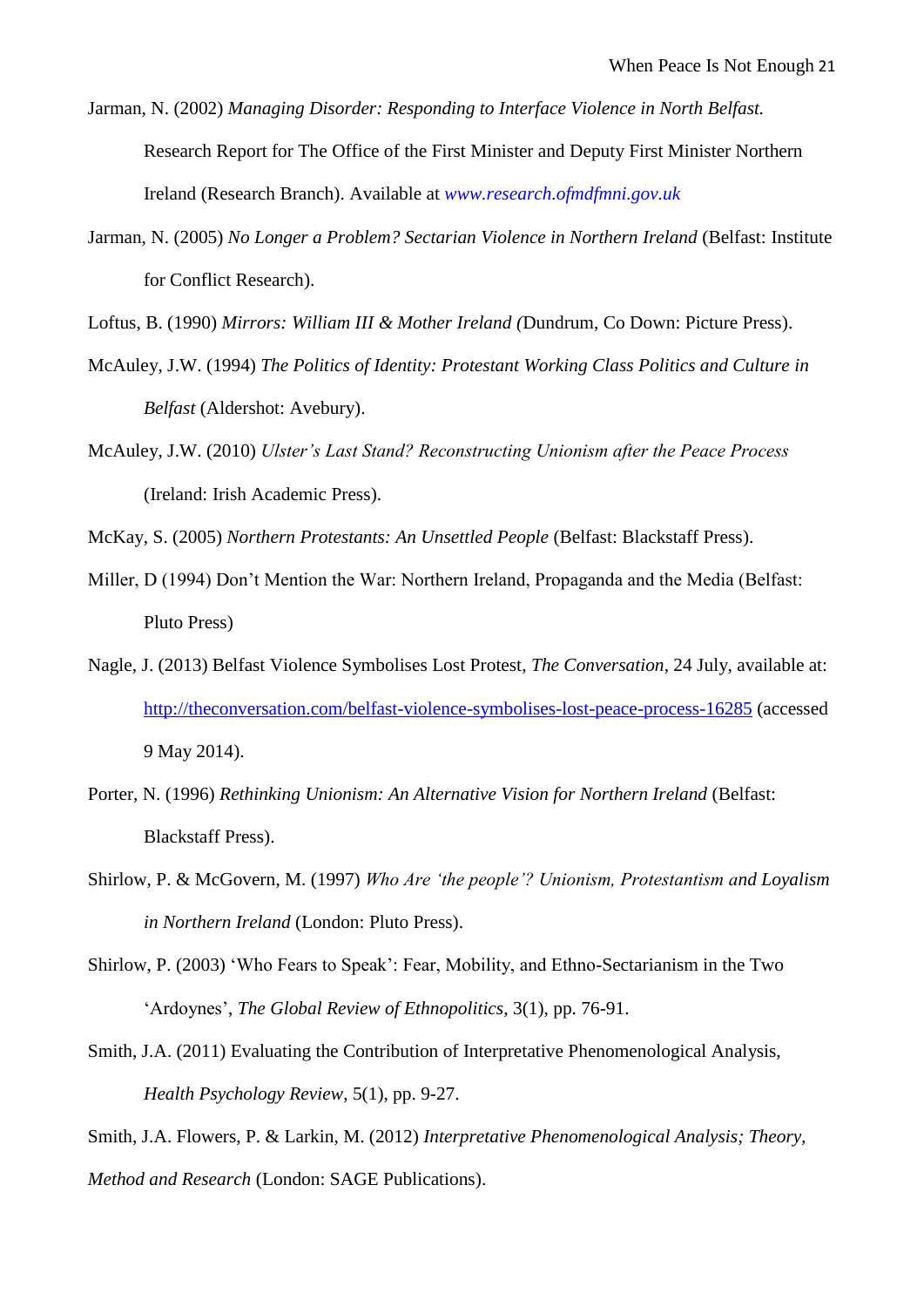Jarman, N. (2002) *Managing Disorder: Responding to Interface Violence in North Belfast.* Research Report for The Office of the First Minister and Deputy First Minister Northern Ireland (Research Branch). Available at *www.research.ofmdfmni.gov.uk*

Jarman, N. (2005) *No Longer a Problem? Sectarian Violence in Northern Ireland* (Belfast: Institute for Conflict Research).

Loftus, B. (1990) *Mirrors: William III & Mother Ireland (*Dundrum, Co Down: Picture Press).

McAuley, J.W. (1994) *The Politics of Identity: Protestant Working Class Politics and Culture in Belfast* (Aldershot: Avebury).

McAuley, J.W. (2010) *Ulster's Last Stand? Reconstructing Unionism after the Peace Process* (Ireland: Irish Academic Press).

McKay, S. (2005) *Northern Protestants: An Unsettled People* (Belfast: Blackstaff Press).

Miller, D (1994) Don't Mention the War: Northern Ireland, Propaganda and the Media (Belfast: Pluto Press)

Nagle, J. (2013) Belfast Violence Symbolises Lost Protest, *The Conversation*, 24 July, available at: http://theconversation.com/belfast-violence-symbolises-lost-peace-process-16285 (accessed 9 May 2014).

Porter, N. (1996) *Rethinking Unionism: An Alternative Vision for Northern Ireland* (Belfast: Blackstaff Press).

Shirlow, P. & McGovern, M. (1997) *Who Are 'the people'? Unionism, Protestantism and Loyalism in Northern Ireland* (London: Pluto Press).

Shirlow, P. (2003) 'Who Fears to Speak': Fear, Mobility, and Ethno-Sectarianism in the Two 'Ardoynes', *The Global Review of Ethnopolitics*, 3(1), pp. 76-91.

Smith, J.A. (2011) Evaluating the Contribution of Interpretative Phenomenological Analysis, *Health Psychology Review*, 5(1), pp. 9-27.

Smith, J.A. Flowers, P. & Larkin, M. (2012) *Interpretative Phenomenological Analysis; Theory, Method and Research* (London: SAGE Publications).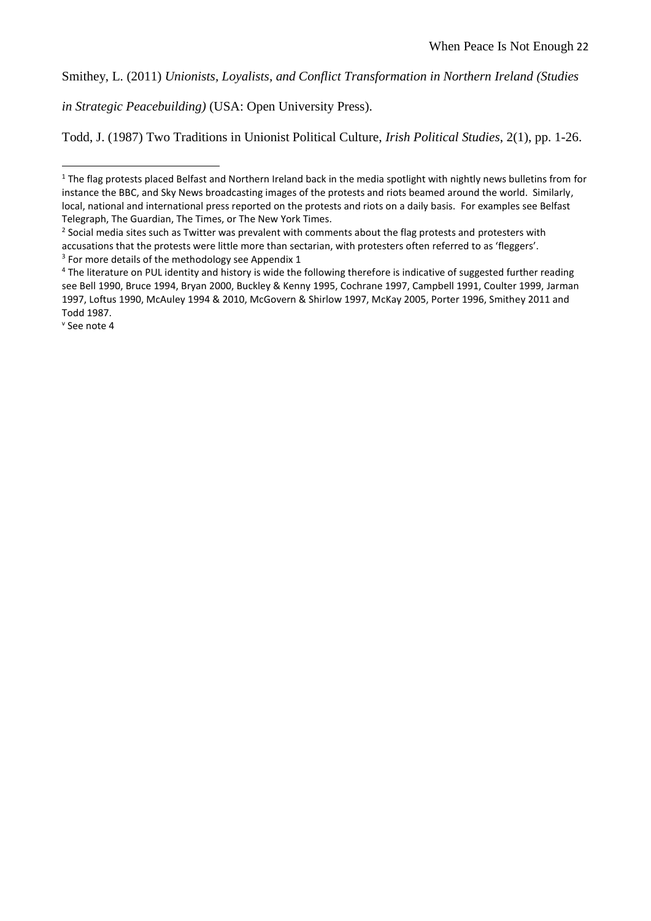Smithey, L. (2011) *Unionists, Loyalists, and Conflict Transformation in Northern Ireland (Studies in Strategic Peacebuilding)* (USA: Open University Press).

Todd, J. (1987) Two Traditions in Unionist Political Culture, *Irish Political Studies*, 2(1), pp. 1-26.

---

[1] The flag protests placed Belfast and Northern Ireland back in the media spotlight with nightly news bulletins from for instance the BBC, and Sky News broadcasting images of the protests and riots beamed around the world. Similarly, local, national and international press reported on the protests and riots on a daily basis. For examples see Belfast Telegraph, The Guardian, The Times, or The New York Times.

[2] Social media sites such as Twitter was prevalent with comments about the flag protests and protesters with accusations that the protests were little more than sectarian, with protesters often referred to as 'fleggers'.

[3] For more details of the methodology see Appendix 1

[4] The literature on PUL identity and history is wide the following therefore is indicative of suggested further reading see Bell 1990, Bruce 1994, Bryan 2000, Buckley & Kenny 1995, Cochrane 1997, Campbell 1991, Coulter 1999, Jarman 1997, Loftus 1990, McAuley 1994 & 2010, McGovern & Shirlow 1997, McKay 2005, Porter 1996, Smithey 2011 and Todd 1987.

[v] See note 4